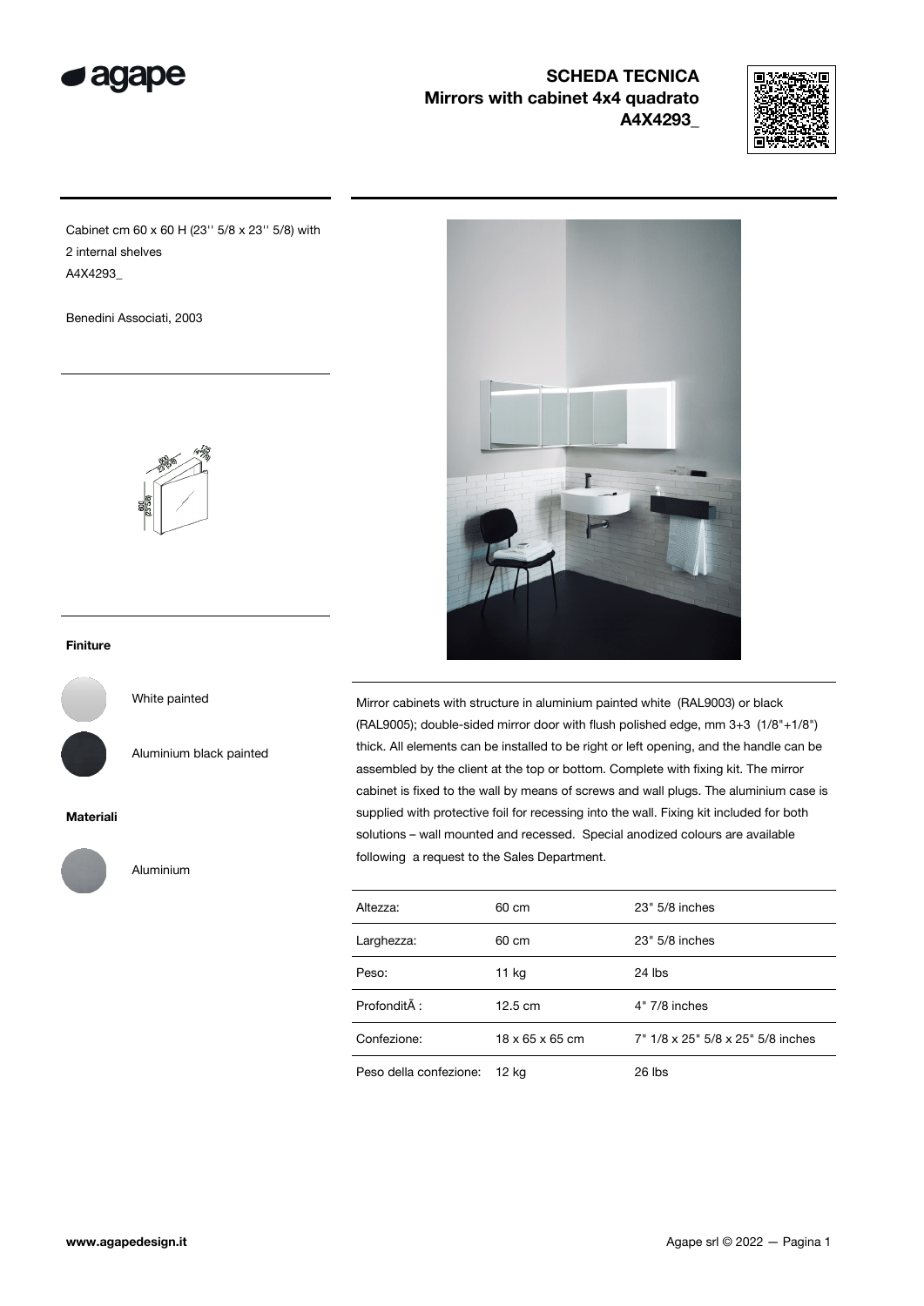# SCHEDA TECNICA
## Mirrors with cabinet 4x4 quadrato
## A4X4293_

Cabinet cm 60 x 60 H (23'' 5/8 x 23'' 5/8) with 2 internal shelves
A4X4293_

Benedini Associati, 2003

### Finiture

White painted

Aluminium black painted

### Materiali

Aluminium

Mirror cabinets with structure in aluminium painted white (RAL9003) or black (RAL9005); double-sided mirror door with flush polished edge, mm 3+3 (1/8"+1/8") thick. All elements can be installed to be right or left opening, and the handle can be assembled by the client at the top or bottom. Complete with fixing kit. The mirror cabinet is fixed to the wall by means of screws and wall plugs. The aluminium case is supplied with protective foil for recessing into the wall. Fixing kit included for both solutions – wall mounted and recessed. Special anodized colours are available following a request to the Sales Department.

| | | |
|---|---|---|
| Altezza: | 60 cm | 23" 5/8 inches |
| Larghezza: | 60 cm | 23" 5/8 inches |
| Peso: | 11 kg | 24 lbs |
| ProfonditÃ : | 12.5 cm | 4" 7/8 inches |
| Confezione: | 18 x 65 x 65 cm | 7" 1/8 x 25" 5/8 x 25" 5/8 inches |
| Peso della confezione: | 12 kg | 26 lbs |

www.agapedesign.it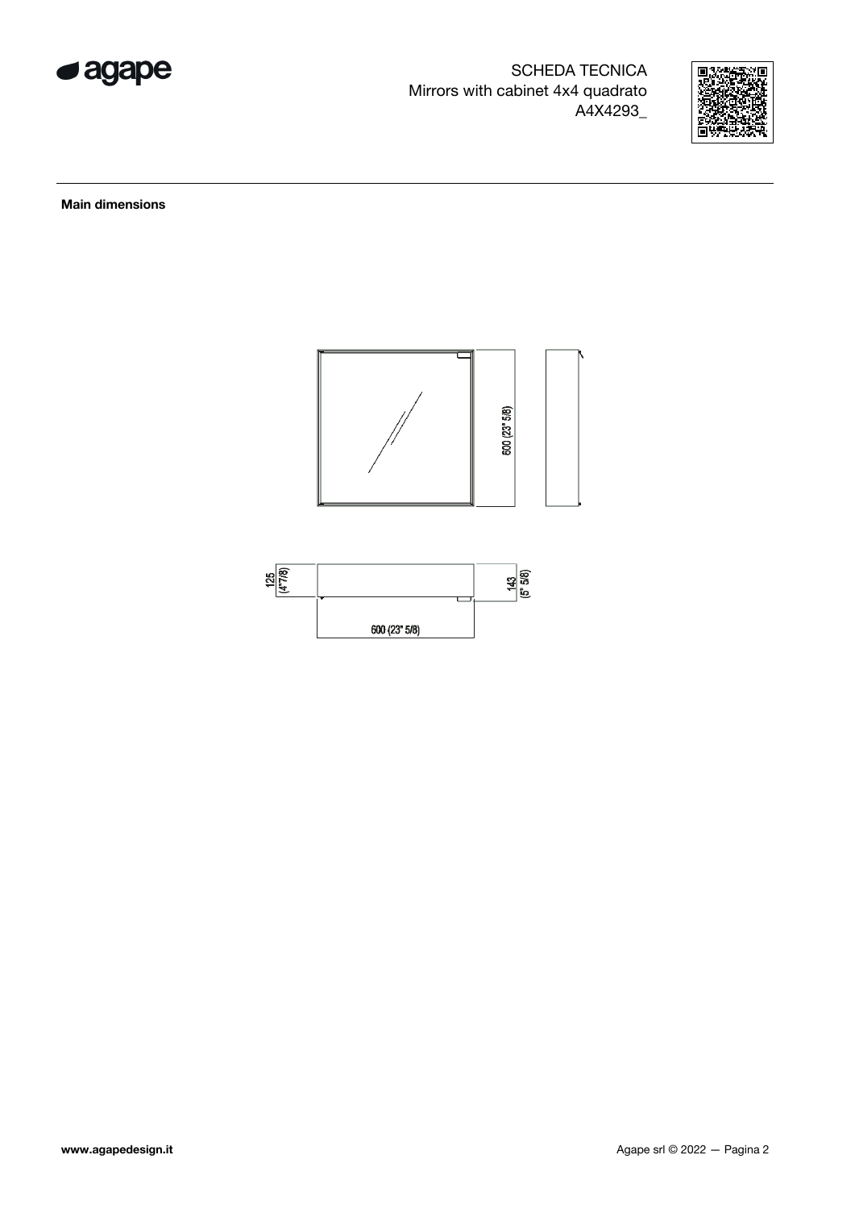SCHEDA TECNICA
Mirrors with cabinet 4x4 quadrato
A4X4293_

**Main dimensions**

600 (23" 5/8)

125 (4"7/8)

143 (5" 5/8)

600 (23" 5/8)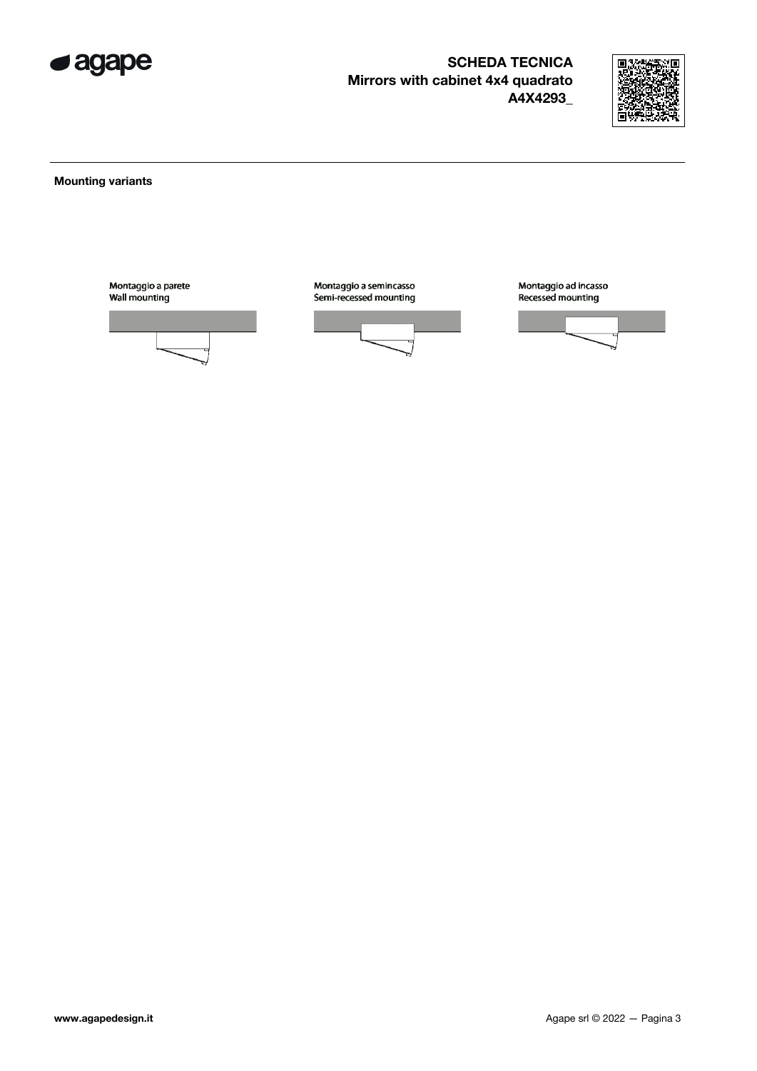**SCHEDA TECNICA**
**Mirrors with cabinet 4x4 quadrato**
**A4X4293_**

**Mounting variants**

Montaggio a parete
Wall mounting

Montaggio a semincasso
Semi-recessed mounting

Montaggio ad incasso
Recessed mounting

www.agapedesign.it

Agape srl © 2022 — Pagina 3